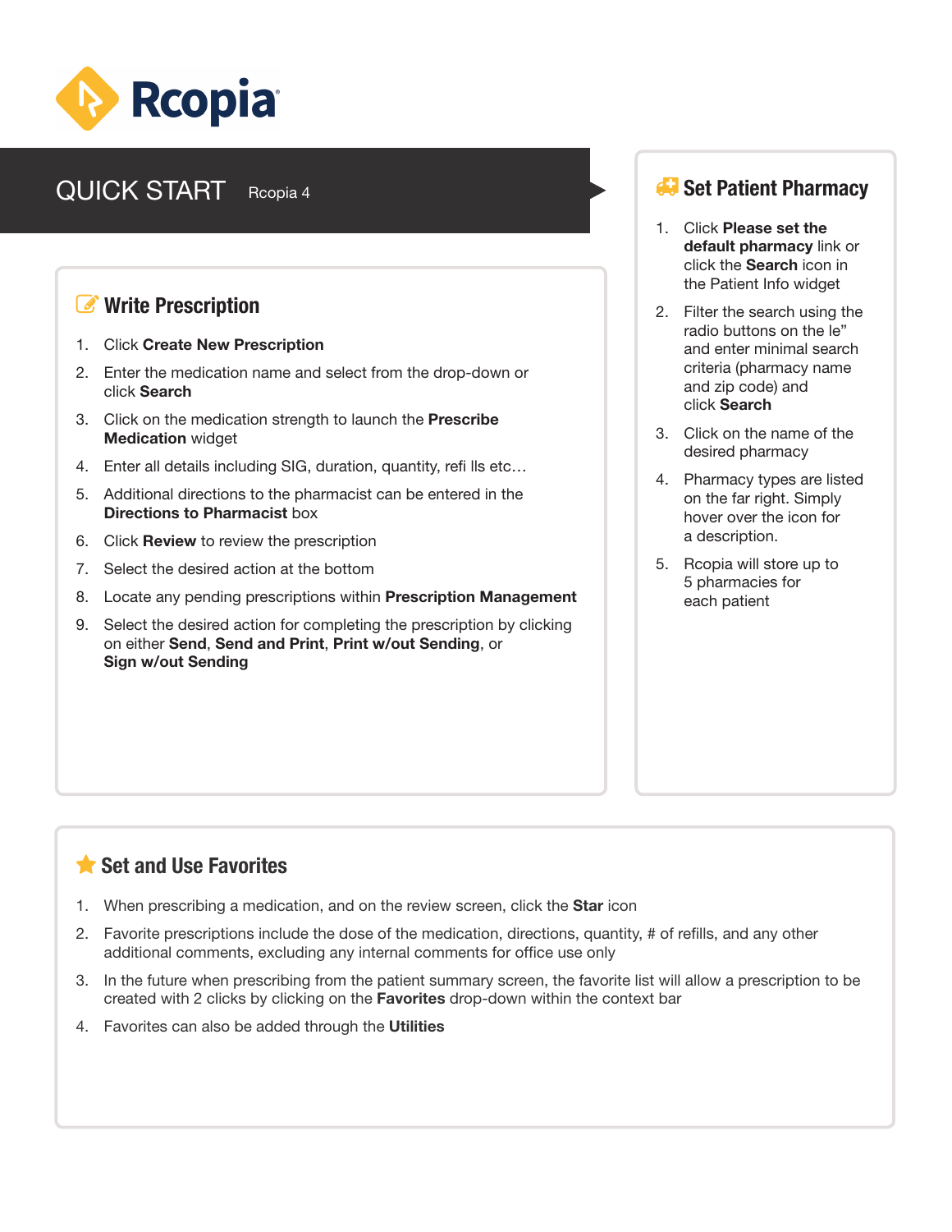Rcopia

# QUICK START Rcopia 4

## Write Prescription

1. Click **Create New Prescription**
2. Enter the medication name and select from the drop-down or click **Search**
3. Click on the medication strength to launch the **Prescribe Medication** widget
4. Enter all details including SIG, duration, quantity, refi lls etc…
5. Additional directions to the pharmacist can be entered in the **Directions to Pharmacist** box
6. Click **Review** to review the prescription
7. Select the desired action at the bottom
8. Locate any pending prescriptions within **Prescription Management**
9. Select the desired action for completing the prescription by clicking on either **Send**, **Send and Print**, **Print w/out Sending**, or **Sign w/out Sending**

## Set Patient Pharmacy

1. Click **Please set the default pharmacy** link or click the **Search** icon in the Patient Info widget
2. Filter the search using the radio buttons on the le" and enter minimal search criteria (pharmacy name and zip code) and click **Search**
3. Click on the name of the desired pharmacy
4. Pharmacy types are listed on the far right. Simply hover over the icon for a description.
5. Rcopia will store up to 5 pharmacies for each patient

## Set and Use Favorites

1. When prescribing a medication, and on the review screen, click the **Star** icon
2. Favorite prescriptions include the dose of the medication, directions, quantity, # of refills, and any other additional comments, excluding any internal comments for office use only
3. In the future when prescribing from the patient summary screen, the favorite list will allow a prescription to be created with 2 clicks by clicking on the **Favorites** drop-down within the context bar
4. Favorites can also be added through the **Utilities**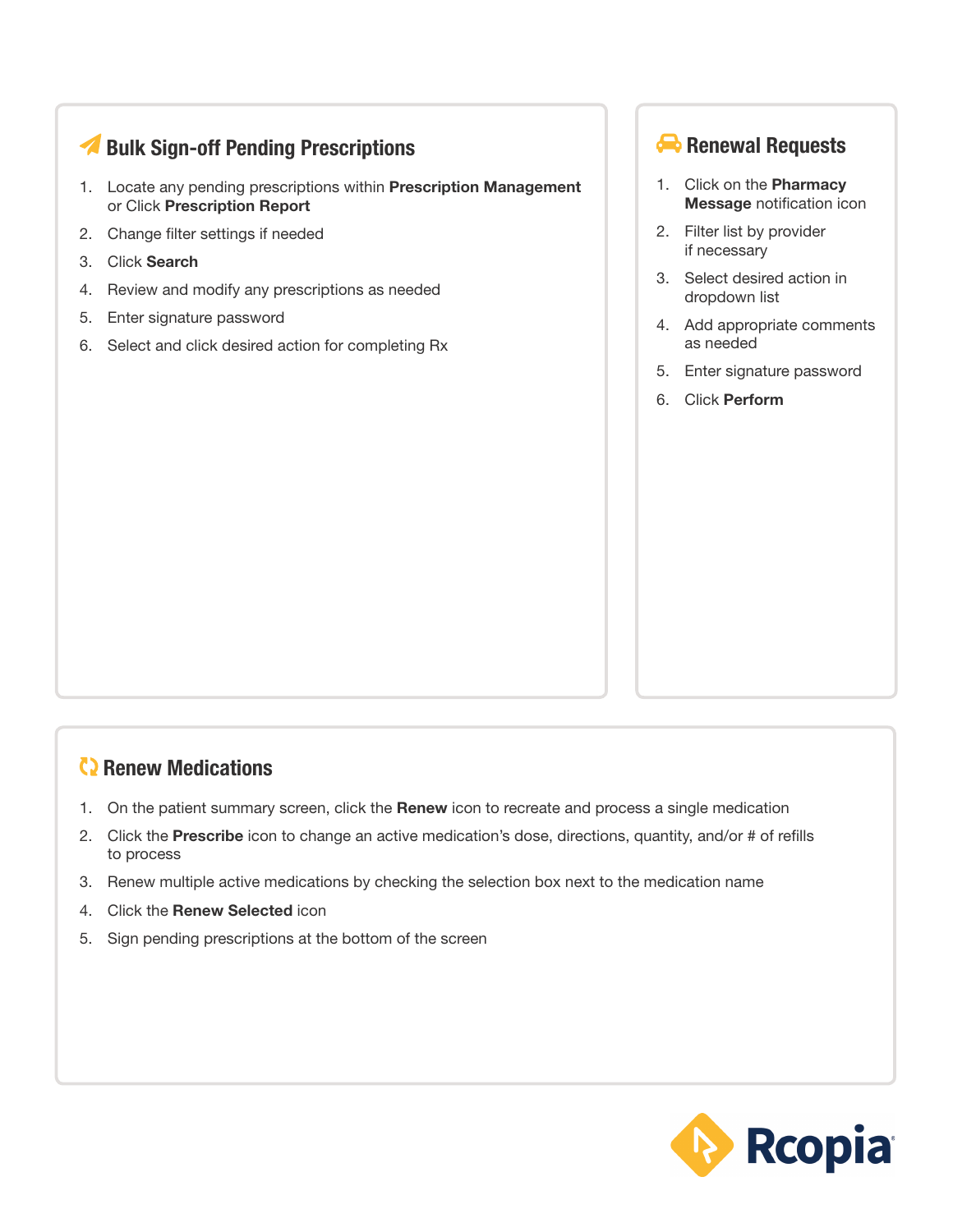## Bulk Sign-off Pending Prescriptions

1. Locate any pending prescriptions within **Prescription Management** or Click **Prescription Report**
2. Change filter settings if needed
3. Click **Search**
4. Review and modify any prescriptions as needed
5. Enter signature password
6. Select and click desired action for completing Rx

## Renewal Requests

1. Click on the **Pharmacy Message** notification icon
2. Filter list by provider if necessary
3. Select desired action in dropdown list
4. Add appropriate comments as needed
5. Enter signature password
6. Click **Perform**

## Renew Medications

1. On the patient summary screen, click the **Renew** icon to recreate and process a single medication
2. Click the **Prescribe** icon to change an active medication's dose, directions, quantity, and/or # of refills to process
3. Renew multiple active medications by checking the selection box next to the medication name
4. Click the **Renew Selected** icon
5. Sign pending prescriptions at the bottom of the screen

Rcopia